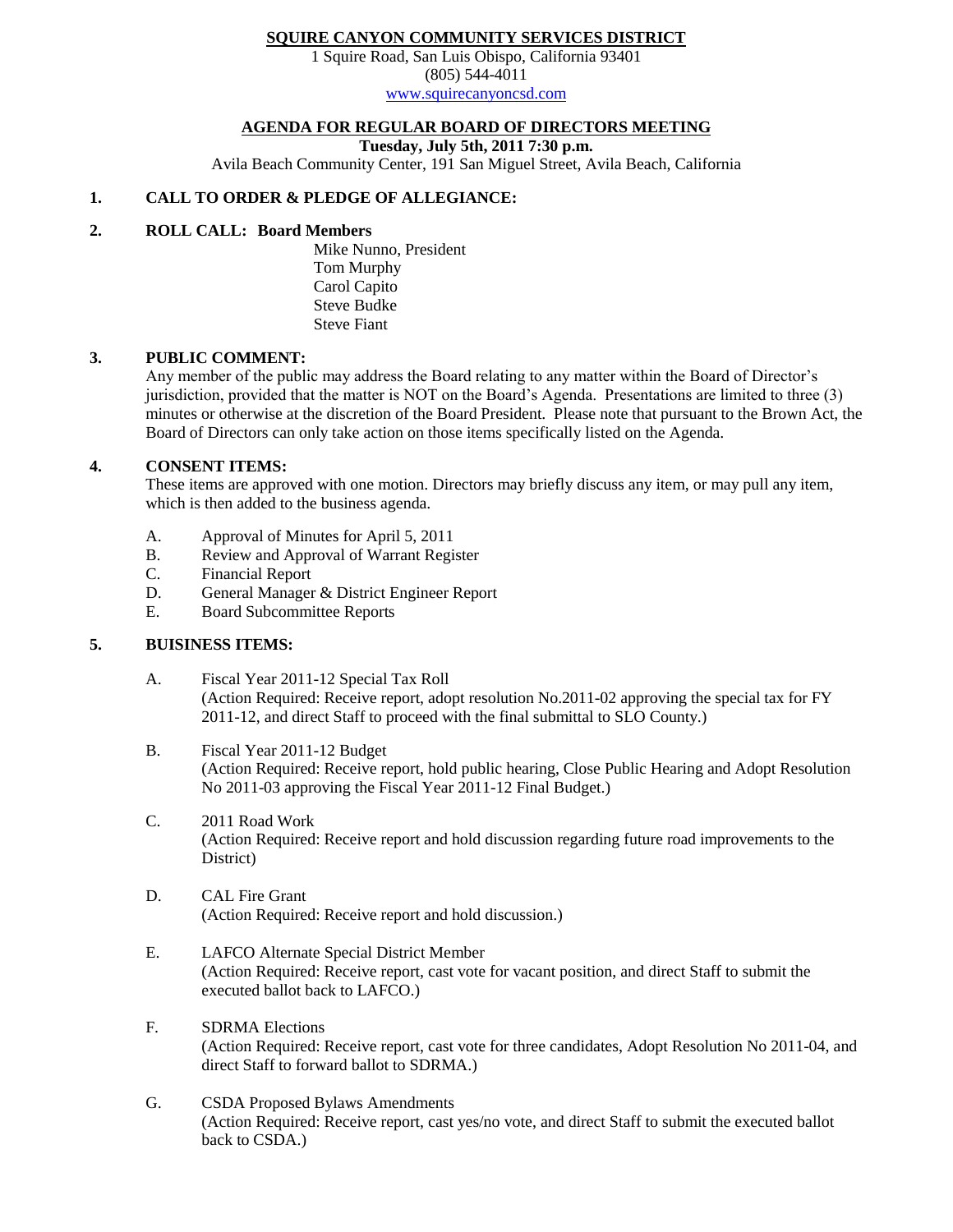**SQUIRE CANYON COMMUNITY SERVICES DISTRICT**
1 Squire Road, San Luis Obispo, California 93401
(805) 544-4011
www.squirecanyoncsd.com

## AGENDA FOR REGULAR BOARD OF DIRECTORS MEETING

**Tuesday, July 5th, 2011 7:30 p.m.**
Avila Beach Community Center, 191 San Miguel Street, Avila Beach, California

### 1. CALL TO ORDER & PLEDGE OF ALLEGIANCE:

### 2. ROLL CALL: Board Members

Mike Nunno, President
Tom Murphy
Carol Capito
Steve Budke
Steve Fiant

### 3. PUBLIC COMMENT:

Any member of the public may address the Board relating to any matter within the Board of Director's jurisdiction, provided that the matter is NOT on the Board's Agenda. Presentations are limited to three (3) minutes or otherwise at the discretion of the Board President. Please note that pursuant to the Brown Act, the Board of Directors can only take action on those items specifically listed on the Agenda.

### 4. CONSENT ITEMS:

These items are approved with one motion. Directors may briefly discuss any item, or may pull any item, which is then added to the business agenda.

A. Approval of Minutes for April 5, 2011
B. Review and Approval of Warrant Register
C. Financial Report
D. General Manager & District Engineer Report
E. Board Subcommittee Reports

### 5. BUISINESS ITEMS:

A. Fiscal Year 2011-12 Special Tax Roll
(Action Required: Receive report, adopt resolution No.2011-02 approving the special tax for FY 2011-12, and direct Staff to proceed with the final submittal to SLO County.)

B. Fiscal Year 2011-12 Budget
(Action Required: Receive report, hold public hearing, Close Public Hearing and Adopt Resolution No 2011-03 approving the Fiscal Year 2011-12 Final Budget.)

C. 2011 Road Work
(Action Required: Receive report and hold discussion regarding future road improvements to the District)

D. CAL Fire Grant
(Action Required: Receive report and hold discussion.)

E. LAFCO Alternate Special District Member
(Action Required: Receive report, cast vote for vacant position, and direct Staff to submit the executed ballot back to LAFCO.)

F. SDRMA Elections
(Action Required: Receive report, cast vote for three candidates, Adopt Resolution No 2011-04, and direct Staff to forward ballot to SDRMA.)

G. CSDA Proposed Bylaws Amendments
(Action Required: Receive report, cast yes/no vote, and direct Staff to submit the executed ballot back to CSDA.)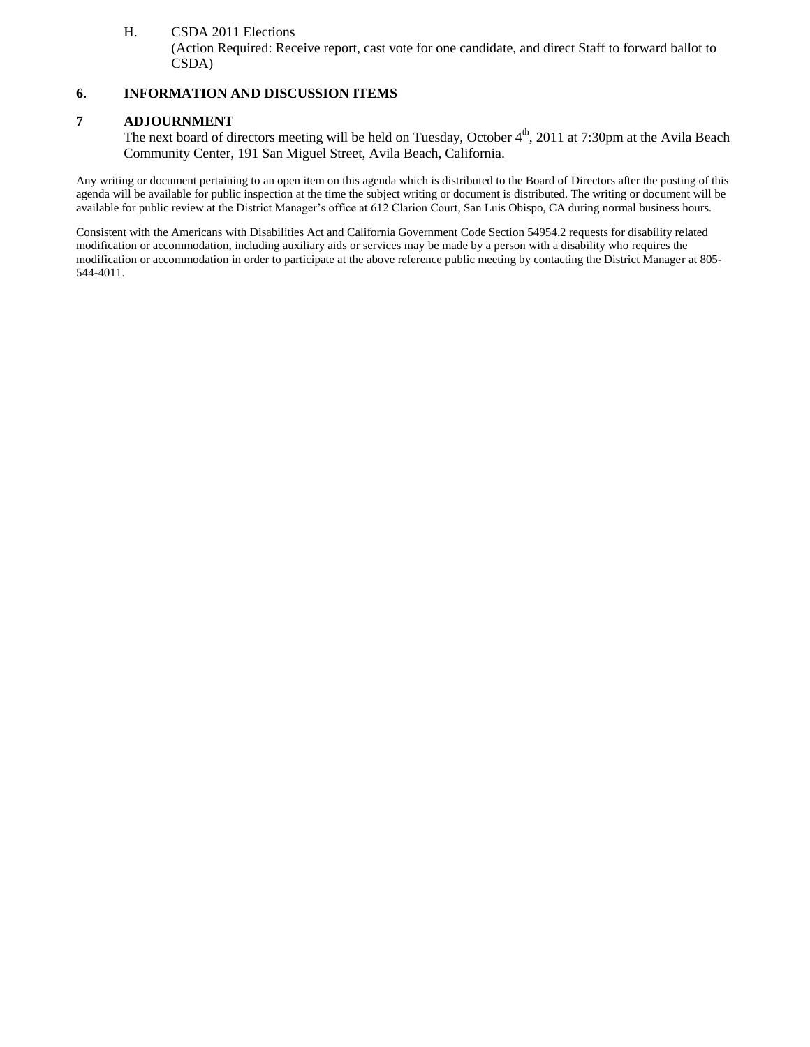H. CSDA 2011 Elections
(Action Required: Receive report, cast vote for one candidate, and direct Staff to forward ballot to CSDA)

## 6. INFORMATION AND DISCUSSION ITEMS

## 7 ADJOURNMENT

The next board of directors meeting will be held on Tuesday, October 4th, 2011 at 7:30pm at the Avila Beach Community Center, 191 San Miguel Street, Avila Beach, California.

Any writing or document pertaining to an open item on this agenda which is distributed to the Board of Directors after the posting of this agenda will be available for public inspection at the time the subject writing or document is distributed. The writing or document will be available for public review at the District Manager's office at 612 Clarion Court, San Luis Obispo, CA during normal business hours.

Consistent with the Americans with Disabilities Act and California Government Code Section 54954.2 requests for disability related modification or accommodation, including auxiliary aids or services may be made by a person with a disability who requires the modification or accommodation in order to participate at the above reference public meeting by contacting the District Manager at 805-544-4011.